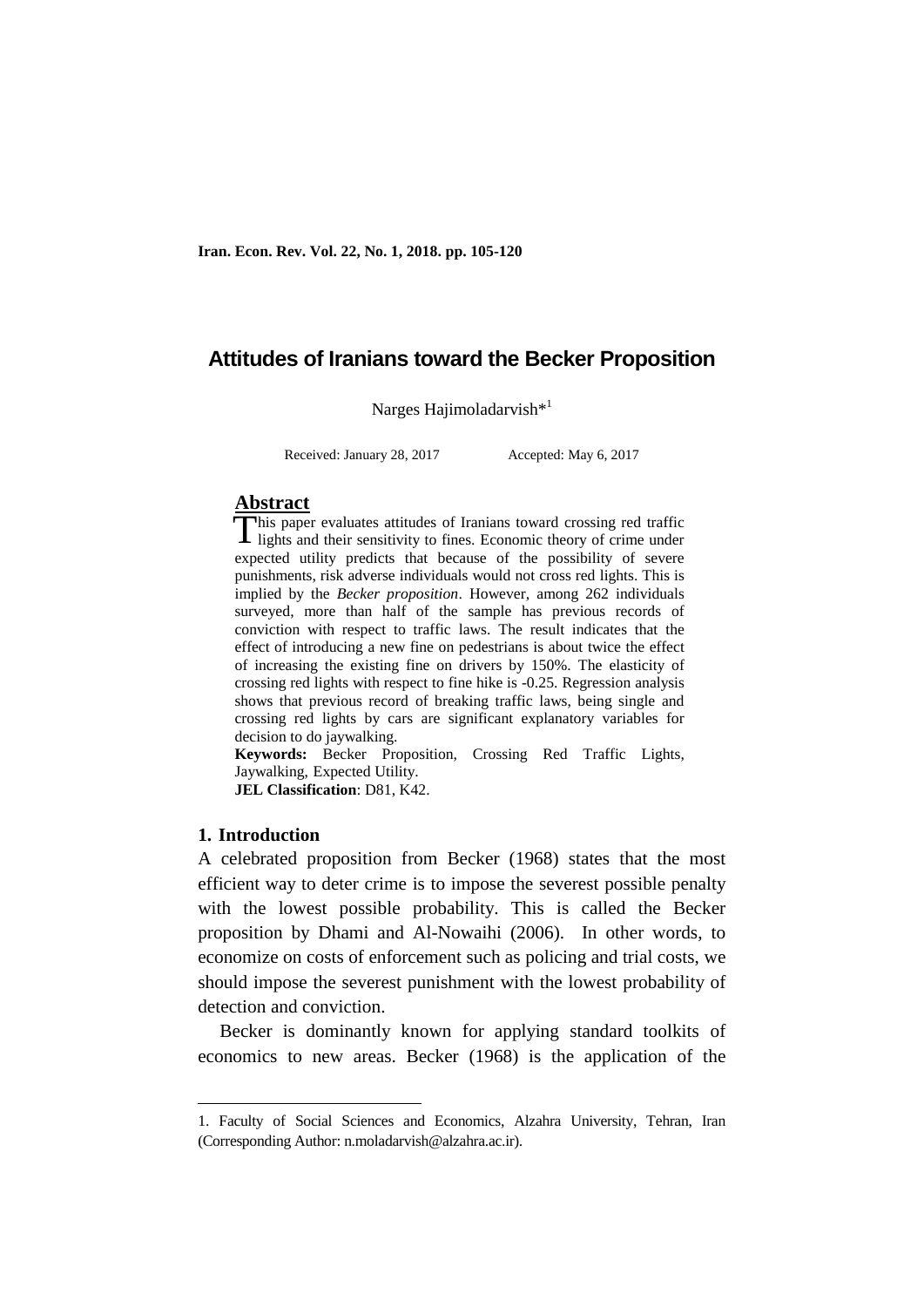# Attitudes of Iranians toward the Becker Proposition

Narges Hajimoladarvish*[1]

Received: January 28, 2017 Accepted: May 6, 2017

## Abstract

This paper evaluates attitudes of Iranians toward crossing red traffic lights and their sensitivity to fines. Economic theory of crime under expected utility predicts that because of the possibility of severe punishments, risk adverse individuals would not cross red lights. This is implied by the *Becker proposition*. However, among 262 individuals surveyed, more than half of the sample has previous records of conviction with respect to traffic laws. The result indicates that the effect of introducing a new fine on pedestrians is about twice the effect of increasing the existing fine on drivers by 150%. The elasticity of crossing red lights with respect to fine hike is -0.25. Regression analysis shows that previous record of breaking traffic laws, being single and crossing red lights by cars are significant explanatory variables for decision to do jaywalking.

**Keywords:** Becker Proposition, Crossing Red Traffic Lights, Jaywalking, Expected Utility.

**JEL Classification**: D81, K42.

## 1. Introduction

A celebrated proposition from Becker (1968) states that the most efficient way to deter crime is to impose the severest possible penalty with the lowest possible probability. This is called the Becker proposition by Dhami and Al-Nowaihi (2006). In other words, to economize on costs of enforcement such as policing and trial costs, we should impose the severest punishment with the lowest probability of detection and conviction.

Becker is dominantly known for applying standard toolkits of economics to new areas. Becker (1968) is the application of the

---

1. Faculty of Social Sciences and Economics, Alzahra University, Tehran, Iran (Corresponding Author: n.moladarvish@alzahra.ac.ir).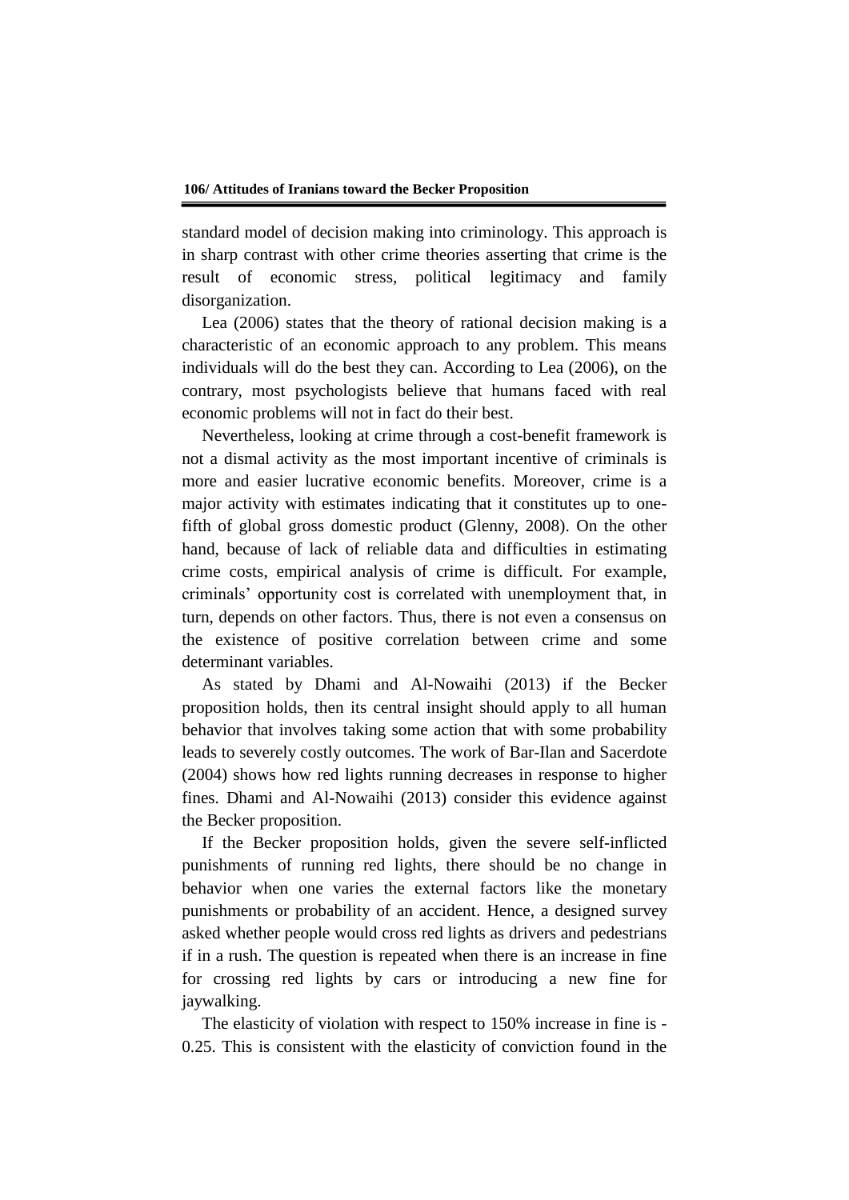standard model of decision making into criminology. This approach is in sharp contrast with other crime theories asserting that crime is the result of economic stress, political legitimacy and family disorganization.

Lea (2006) states that the theory of rational decision making is a characteristic of an economic approach to any problem. This means individuals will do the best they can. According to Lea (2006), on the contrary, most psychologists believe that humans faced with real economic problems will not in fact do their best.

Nevertheless, looking at crime through a cost-benefit framework is not a dismal activity as the most important incentive of criminals is more and easier lucrative economic benefits. Moreover, crime is a major activity with estimates indicating that it constitutes up to one-fifth of global gross domestic product (Glenny, 2008). On the other hand, because of lack of reliable data and difficulties in estimating crime costs, empirical analysis of crime is difficult. For example, criminals' opportunity cost is correlated with unemployment that, in turn, depends on other factors. Thus, there is not even a consensus on the existence of positive correlation between crime and some determinant variables.

As stated by Dhami and Al-Nowaihi (2013) if the Becker proposition holds, then its central insight should apply to all human behavior that involves taking some action that with some probability leads to severely costly outcomes. The work of Bar-Ilan and Sacerdote (2004) shows how red lights running decreases in response to higher fines. Dhami and Al-Nowaihi (2013) consider this evidence against the Becker proposition.

If the Becker proposition holds, given the severe self-inflicted punishments of running red lights, there should be no change in behavior when one varies the external factors like the monetary punishments or probability of an accident. Hence, a designed survey asked whether people would cross red lights as drivers and pedestrians if in a rush. The question is repeated when there is an increase in fine for crossing red lights by cars or introducing a new fine for jaywalking.

The elasticity of violation with respect to 150% increase in fine is -0.25. This is consistent with the elasticity of conviction found in the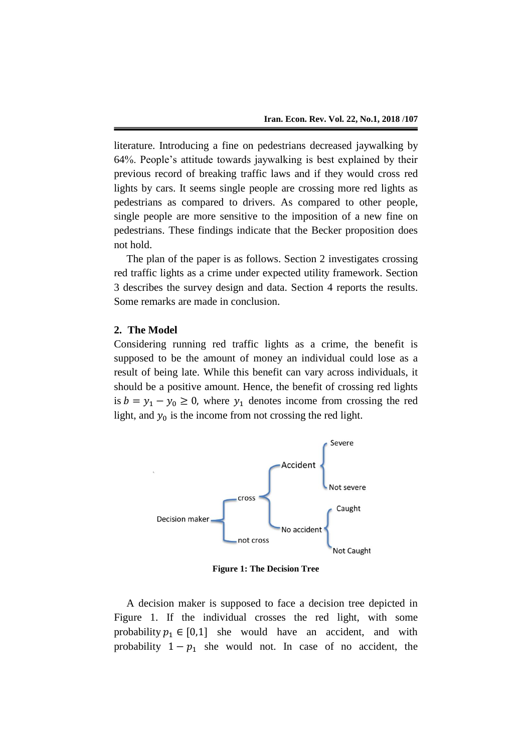literature. Introducing a fine on pedestrians decreased jaywalking by 64%. People's attitude towards jaywalking is best explained by their previous record of breaking traffic laws and if they would cross red lights by cars. It seems single people are crossing more red lights as pedestrians as compared to drivers. As compared to other people, single people are more sensitive to the imposition of a new fine on pedestrians. These findings indicate that the Becker proposition does not hold.

The plan of the paper is as follows. Section 2 investigates crossing red traffic lights as a crime under expected utility framework. Section 3 describes the survey design and data. Section 4 reports the results. Some remarks are made in conclusion.

## 2. The Model

Considering running red traffic lights as a crime, the benefit is supposed to be the amount of money an individual could lose as a result of being late. While this benefit can vary across individuals, it should be a positive amount. Hence, the benefit of crossing red lights is $b = y_1 - y_0 \geq 0$, where $y_1$ denotes income from crossing the red light, and $y_0$ is the income from not crossing the red light.

```
                                              Severe
                                  Accident {
                                              Not severe
                  cross {
Decision maker {                              Caught
                                  No accident {
                  not cross                   Not Caught
```

**Figure 1: The Decision Tree**

A decision maker is supposed to face a decision tree depicted in Figure 1. If the individual crosses the red light, with some probability $p_1 \in [0,1]$ she would have an accident, and with probability $1 - p_1$ she would not. In case of no accident, the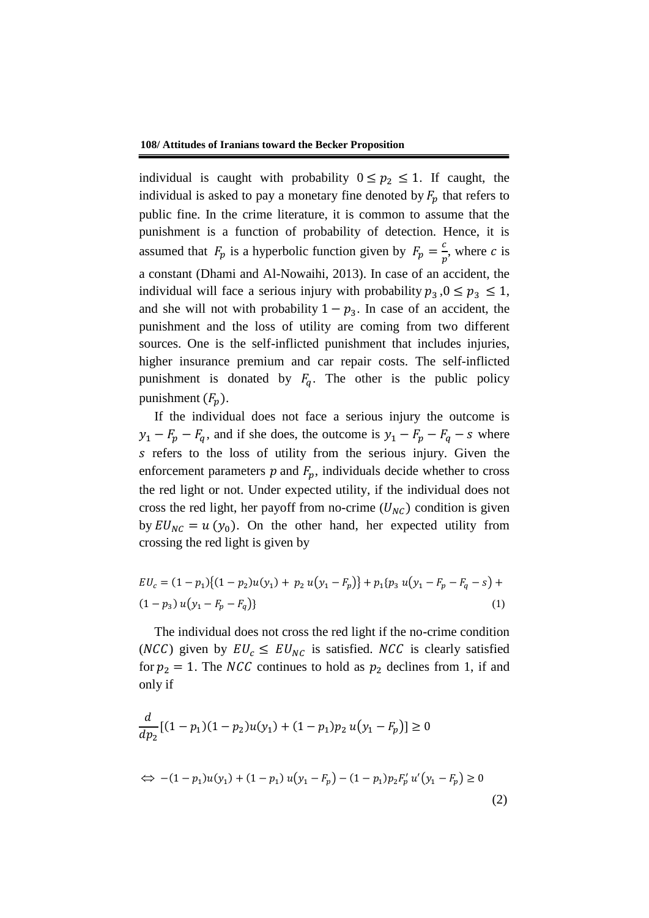individual is caught with probability $0 \leq p_2 \leq 1$. If caught, the individual is asked to pay a monetary fine denoted by $F_p$ that refers to public fine. In the crime literature, it is common to assume that the punishment is a function of probability of detection. Hence, it is assumed that $F_p$ is a hyperbolic function given by $F_p = \frac{c}{p}$, where $c$ is a constant (Dhami and Al-Nowaihi, 2013). In case of an accident, the individual will face a serious injury with probability $p_3$, $0 \leq p_3 \leq 1$, and she will not with probability $1 - p_3$. In case of an accident, the punishment and the loss of utility are coming from two different sources. One is the self-inflicted punishment that includes injuries, higher insurance premium and car repair costs. The self-inflicted punishment is donated by $F_q$. The other is the public policy punishment ($F_p$).

If the individual does not face a serious injury the outcome is $y_1 - F_p - F_q$, and if she does, the outcome is $y_1 - F_p - F_q - s$ where $s$ refers to the loss of utility from the serious injury. Given the enforcement parameters $p$ and $F_p$, individuals decide whether to cross the red light or not. Under expected utility, if the individual does not cross the red light, her payoff from no-crime ($U_{NC}$) condition is given by $EU_{NC} = u\,(y_0)$. On the other hand, her expected utility from crossing the red light is given by

$$EU_c = (1 - p_1)\{(1 - p_2)u(y_1) + p_2\, u(y_1 - F_p)\} + p_1\{p_3\, u(y_1 - F_p - F_q - s) + (1 - p_3)\, u(y_1 - F_p - F_q)\} \tag{1}$$

The individual does not cross the red light if the no-crime condition ($NCC$) given by $EU_c \leq EU_{NC}$ is satisfied. $NCC$ is clearly satisfied for $p_2 = 1$. The $NCC$ continues to hold as $p_2$ declines from 1, if and only if

$$\frac{d}{dp_2}[(1 - p_1)(1 - p_2)u(y_1) + (1 - p_1)p_2\, u(y_1 - F_p)] \geq 0$$

$$\Leftrightarrow\ -(1 - p_1)u(y_1) + (1 - p_1)\, u(y_1 - F_p) - (1 - p_1)p_2 F_p'\, u'(y_1 - F_p) \geq 0 \tag{2}$$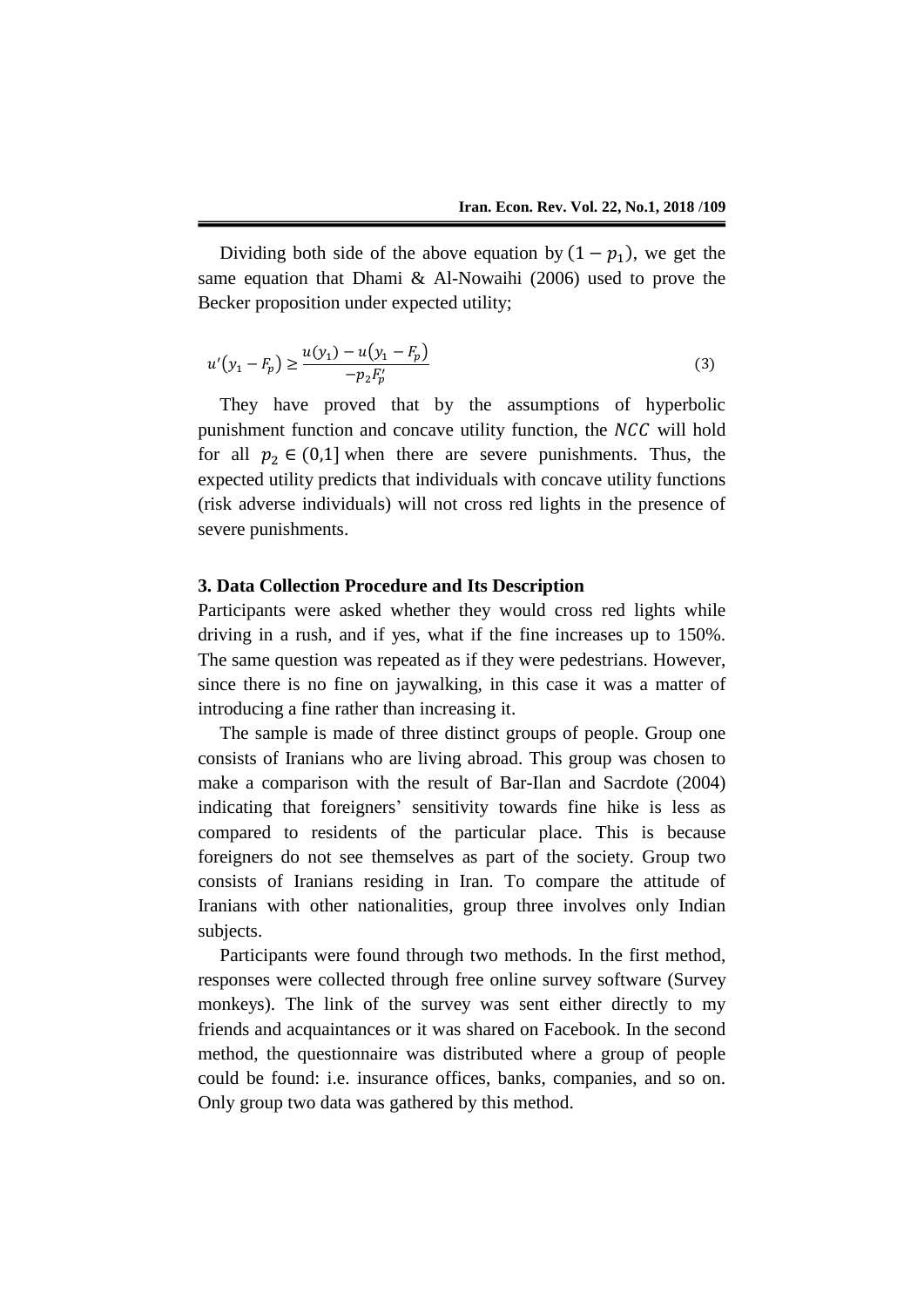Dividing both side of the above equation by $(1 - p_1)$, we get the same equation that Dhami & Al-Nowaihi (2006) used to prove the Becker proposition under expected utility;

$$u'(y_1 - F_p) \geq \frac{u(y_1) - u(y_1 - F_p)}{-p_2 F_p'} \tag{3}$$

They have proved that by the assumptions of hyperbolic punishment function and concave utility function, the $NCC$ will hold for all $p_2 \in (0,1]$ when there are severe punishments. Thus, the expected utility predicts that individuals with concave utility functions (risk adverse individuals) will not cross red lights in the presence of severe punishments.

### 3. Data Collection Procedure and Its Description

Participants were asked whether they would cross red lights while driving in a rush, and if yes, what if the fine increases up to 150%. The same question was repeated as if they were pedestrians. However, since there is no fine on jaywalking, in this case it was a matter of introducing a fine rather than increasing it.

The sample is made of three distinct groups of people. Group one consists of Iranians who are living abroad. This group was chosen to make a comparison with the result of Bar-Ilan and Sacrdote (2004) indicating that foreigners' sensitivity towards fine hike is less as compared to residents of the particular place. This is because foreigners do not see themselves as part of the society. Group two consists of Iranians residing in Iran. To compare the attitude of Iranians with other nationalities, group three involves only Indian subjects.

Participants were found through two methods. In the first method, responses were collected through free online survey software (Survey monkeys). The link of the survey was sent either directly to my friends and acquaintances or it was shared on Facebook. In the second method, the questionnaire was distributed where a group of people could be found: i.e. insurance offices, banks, companies, and so on. Only group two data was gathered by this method.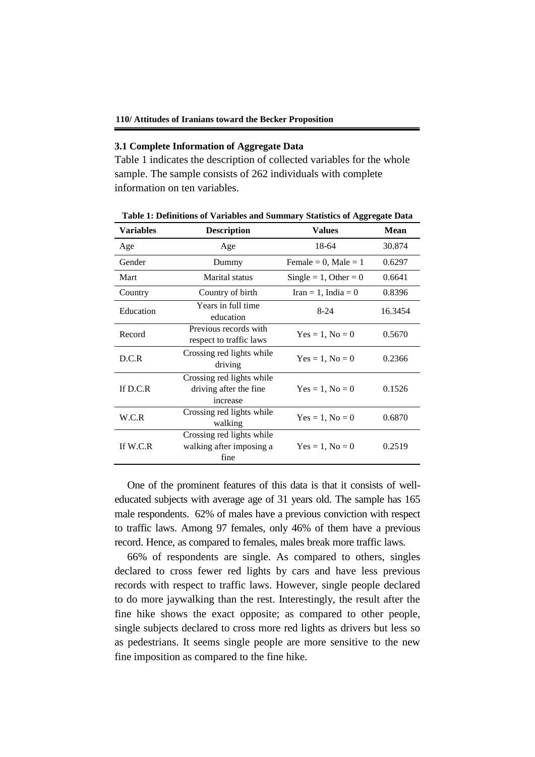### 3.1 Complete Information of Aggregate Data

Table 1 indicates the description of collected variables for the whole sample. The sample consists of 262 individuals with complete information on ten variables.

**Table 1: Definitions of Variables and Summary Statistics of Aggregate Data**

| Variables | Description | Values | Mean |
|---|---|---|---|
| Age | Age | 18-64 | 30.874 |
| Gender | Dummy | Female = 0, Male = 1 | 0.6297 |
| Mart | Marital status | Single = 1, Other = 0 | 0.6641 |
| Country | Country of birth | Iran = 1, India = 0 | 0.8396 |
| Education | Years in full time education | 8-24 | 16.3454 |
| Record | Previous records with respect to traffic laws | Yes = 1, No = 0 | 0.5670 |
| D.C.R | Crossing red lights while driving | Yes = 1, No = 0 | 0.2366 |
| If D.C.R | Crossing red lights while driving after the fine increase | Yes = 1, No = 0 | 0.1526 |
| W.C.R | Crossing red lights while walking | Yes = 1, No = 0 | 0.6870 |
| If W.C.R | Crossing red lights while walking after imposing a fine | Yes = 1, No = 0 | 0.2519 |

One of the prominent features of this data is that it consists of well-educated subjects with average age of 31 years old. The sample has 165 male respondents. 62% of males have a previous conviction with respect to traffic laws. Among 97 females, only 46% of them have a previous record. Hence, as compared to females, males break more traffic laws.

66% of respondents are single. As compared to others, singles declared to cross fewer red lights by cars and have less previous records with respect to traffic laws. However, single people declared to do more jaywalking than the rest. Interestingly, the result after the fine hike shows the exact opposite; as compared to other people, single subjects declared to cross more red lights as drivers but less so as pedestrians. It seems single people are more sensitive to the new fine imposition as compared to the fine hike.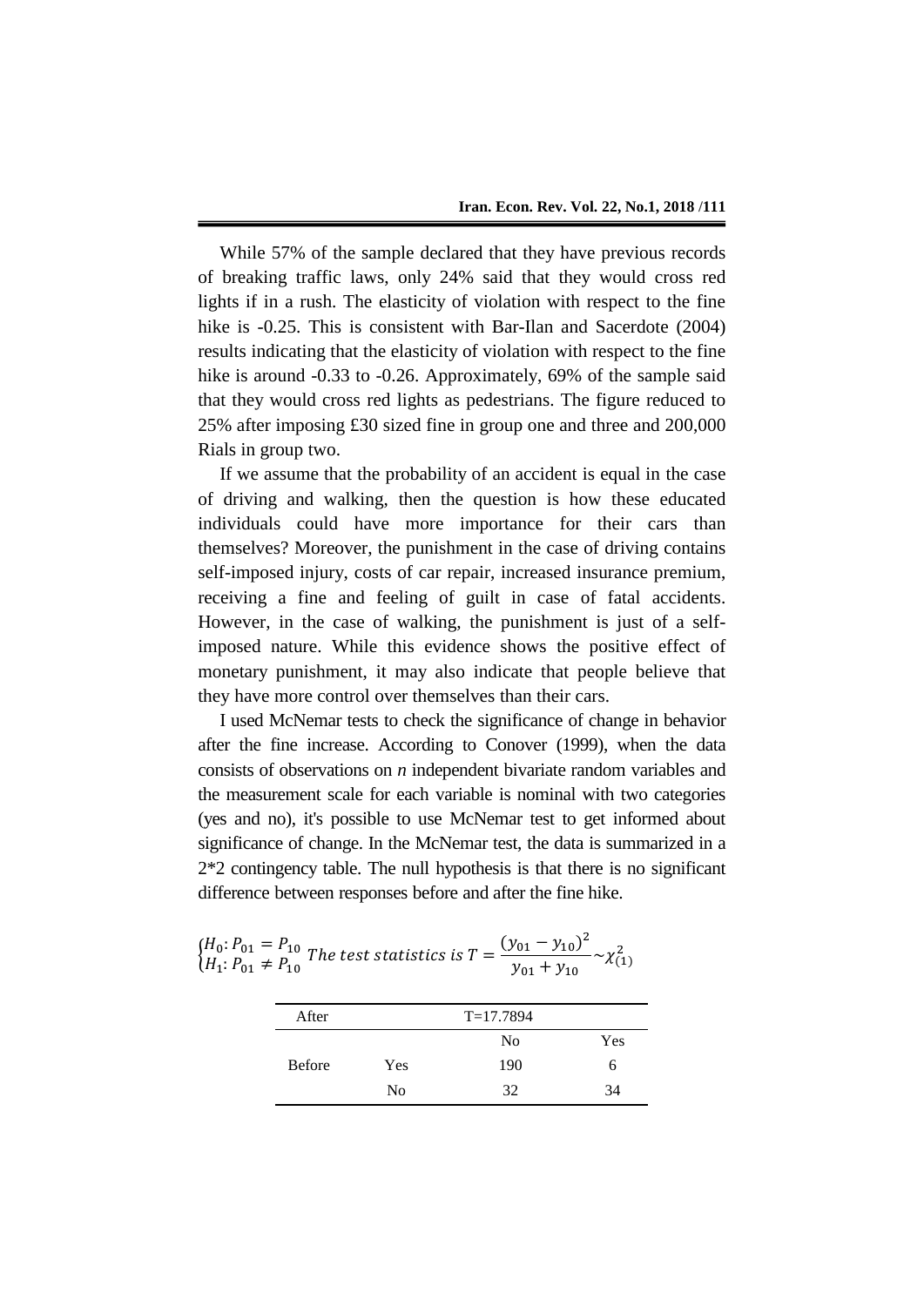While 57% of the sample declared that they have previous records of breaking traffic laws, only 24% said that they would cross red lights if in a rush. The elasticity of violation with respect to the fine hike is -0.25. This is consistent with Bar-Ilan and Sacerdote (2004) results indicating that the elasticity of violation with respect to the fine hike is around -0.33 to -0.26. Approximately, 69% of the sample said that they would cross red lights as pedestrians. The figure reduced to 25% after imposing £30 sized fine in group one and three and 200,000 Rials in group two.

If we assume that the probability of an accident is equal in the case of driving and walking, then the question is how these educated individuals could have more importance for their cars than themselves? Moreover, the punishment in the case of driving contains self-imposed injury, costs of car repair, increased insurance premium, receiving a fine and feeling of guilt in case of fatal accidents. However, in the case of walking, the punishment is just of a self-imposed nature. While this evidence shows the positive effect of monetary punishment, it may also indicate that people believe that they have more control over themselves than their cars.

I used McNemar tests to check the significance of change in behavior after the fine increase. According to Conover (1999), when the data consists of observations on *n* independent bivariate random variables and the measurement scale for each variable is nominal with two categories (yes and no), it's possible to use McNemar test to get informed about significance of change. In the McNemar test, the data is summarized in a 2*2 contingency table. The null hypothesis is that there is no significant difference between responses before and after the fine hike.

$$\begin{cases} H_0: P_{01} = P_{10} \\ H_1: P_{01} \neq P_{10} \end{cases} \text{The test statistics is } T = \frac{(y_{01} - y_{10})^2}{y_{01} + y_{10}} \sim \chi^2_{(1)}$$

| After | | T=17.7894 | |
|---|---|---|---|
| | | No | Yes |
| Before | Yes | 190 | 6 |
| | No | 32 | 34 |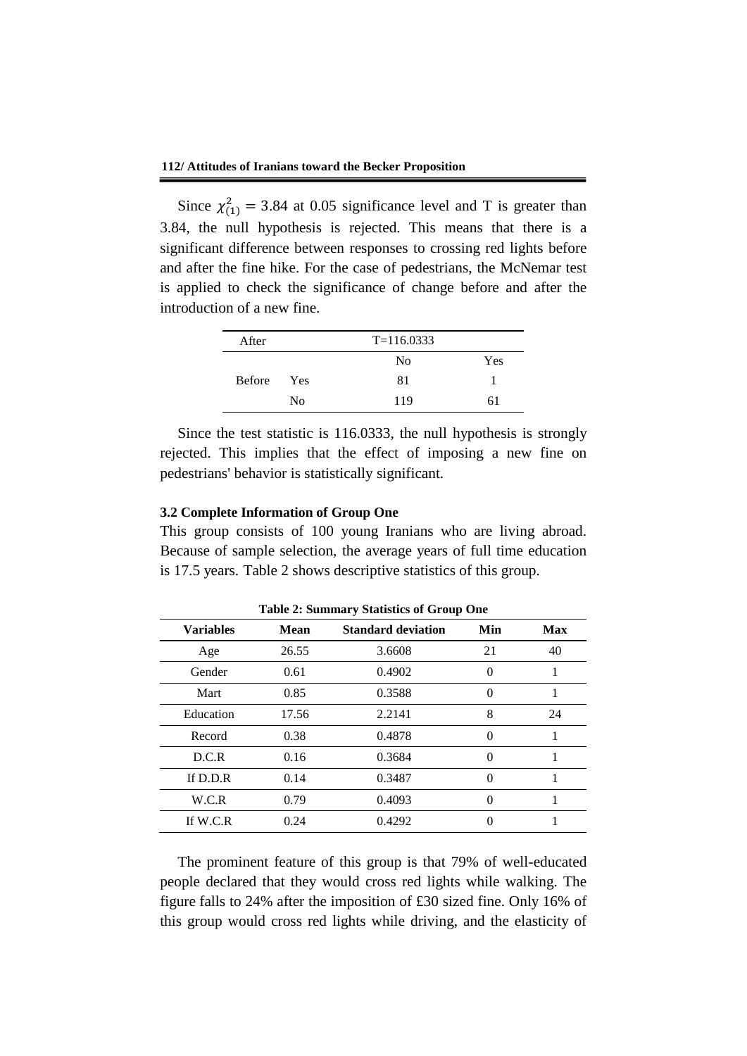Since $\chi^2_{(1)} = 3.84$ at 0.05 significance level and T is greater than 3.84, the null hypothesis is rejected. This means that there is a significant difference between responses to crossing red lights before and after the fine hike. For the case of pedestrians, the McNemar test is applied to check the significance of change before and after the introduction of a new fine.

| After | | T=116.0333 | |
|---|---|---|---|
| | | No | Yes |
| Before | Yes | 81 | 1 |
| | No | 119 | 61 |

Since the test statistic is 116.0333, the null hypothesis is strongly rejected. This implies that the effect of imposing a new fine on pedestrians' behavior is statistically significant.

### 3.2 Complete Information of Group One

This group consists of 100 young Iranians who are living abroad. Because of sample selection, the average years of full time education is 17.5 years. Table 2 shows descriptive statistics of this group.

**Table 2: Summary Statistics of Group One**

| Variables | Mean | Standard deviation | Min | Max |
|---|---|---|---|---|
| Age | 26.55 | 3.6608 | 21 | 40 |
| Gender | 0.61 | 0.4902 | 0 | 1 |
| Mart | 0.85 | 0.3588 | 0 | 1 |
| Education | 17.56 | 2.2141 | 8 | 24 |
| Record | 0.38 | 0.4878 | 0 | 1 |
| D.C.R | 0.16 | 0.3684 | 0 | 1 |
| If D.D.R | 0.14 | 0.3487 | 0 | 1 |
| W.C.R | 0.79 | 0.4093 | 0 | 1 |
| If W.C.R | 0.24 | 0.4292 | 0 | 1 |

The prominent feature of this group is that 79% of well-educated people declared that they would cross red lights while walking. The figure falls to 24% after the imposition of £30 sized fine. Only 16% of this group would cross red lights while driving, and the elasticity of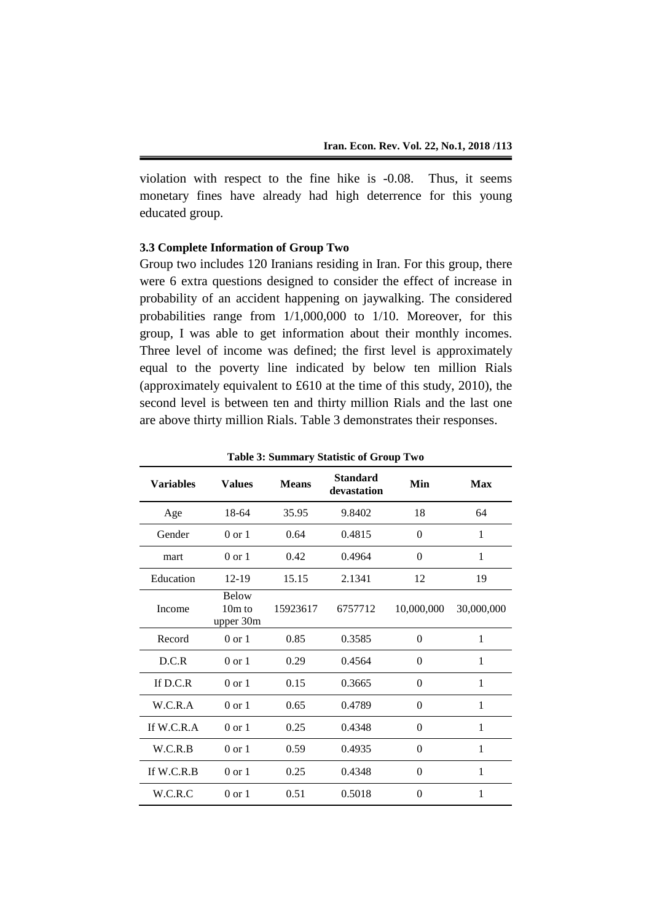violation with respect to the fine hike is -0.08. Thus, it seems monetary fines have already had high deterrence for this young educated group.

### 3.3 Complete Information of Group Two

Group two includes 120 Iranians residing in Iran. For this group, there were 6 extra questions designed to consider the effect of increase in probability of an accident happening on jaywalking. The considered probabilities range from 1/1,000,000 to 1/10. Moreover, for this group, I was able to get information about their monthly incomes. Three level of income was defined; the first level is approximately equal to the poverty line indicated by below ten million Rials (approximately equivalent to £610 at the time of this study, 2010), the second level is between ten and thirty million Rials and the last one are above thirty million Rials. Table 3 demonstrates their responses.

**Table 3: Summary Statistic of Group Two**

| Variables | Values | Means | Standard devastation | Min | Max |
|---|---|---|---|---|---|
| Age | 18-64 | 35.95 | 9.8402 | 18 | 64 |
| Gender | 0 or 1 | 0.64 | 0.4815 | 0 | 1 |
| mart | 0 or 1 | 0.42 | 0.4964 | 0 | 1 |
| Education | 12-19 | 15.15 | 2.1341 | 12 | 19 |
| Income | Below 10m to upper 30m | 15923617 | 6757712 | 10,000,000 | 30,000,000 |
| Record | 0 or 1 | 0.85 | 0.3585 | 0 | 1 |
| D.C.R | 0 or 1 | 0.29 | 0.4564 | 0 | 1 |
| If D.C.R | 0 or 1 | 0.15 | 0.3665 | 0 | 1 |
| W.C.R.A | 0 or 1 | 0.65 | 0.4789 | 0 | 1 |
| If W.C.R.A | 0 or 1 | 0.25 | 0.4348 | 0 | 1 |
| W.C.R.B | 0 or 1 | 0.59 | 0.4935 | 0 | 1 |
| If W.C.R.B | 0 or 1 | 0.25 | 0.4348 | 0 | 1 |
| W.C.R.C | 0 or 1 | 0.51 | 0.5018 | 0 | 1 |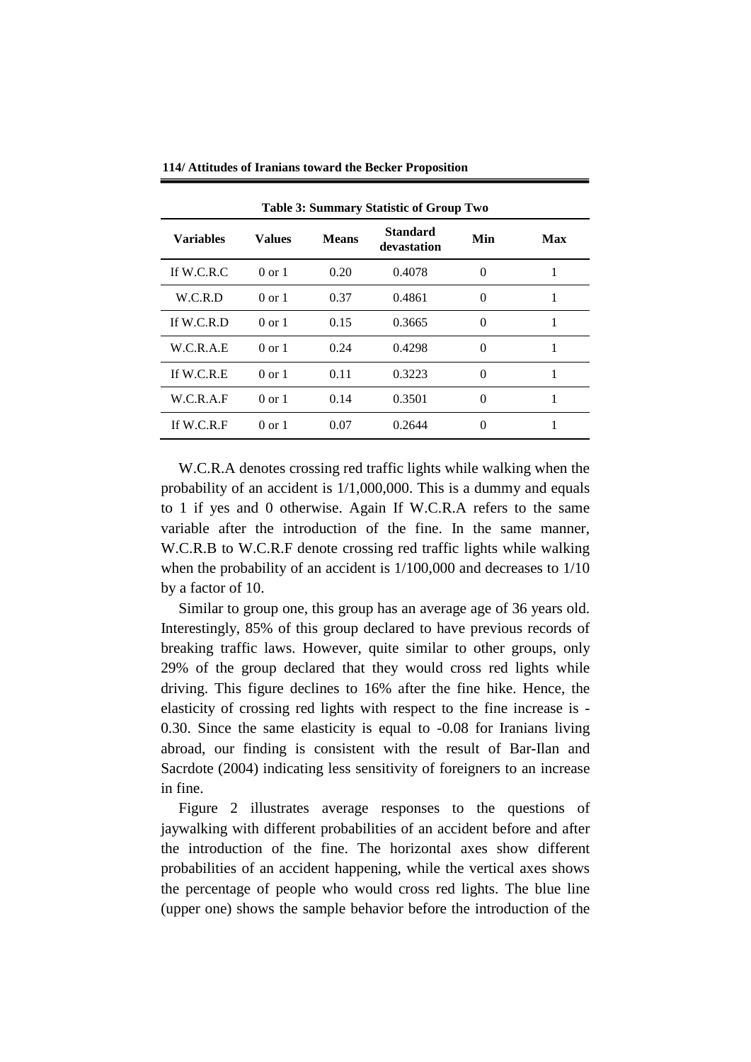**Table 3: Summary Statistic of Group Two**

| Variables | Values | Means | Standard devastation | Min | Max |
|---|---|---|---|---|---|
| If W.C.R.C | 0 or 1 | 0.20 | 0.4078 | 0 | 1 |
| W.C.R.D | 0 or 1 | 0.37 | 0.4861 | 0 | 1 |
| If W.C.R.D | 0 or 1 | 0.15 | 0.3665 | 0 | 1 |
| W.C.R.A.E | 0 or 1 | 0.24 | 0.4298 | 0 | 1 |
| If W.C.R.E | 0 or 1 | 0.11 | 0.3223 | 0 | 1 |
| W.C.R.A.F | 0 or 1 | 0.14 | 0.3501 | 0 | 1 |
| If W.C.R.F | 0 or 1 | 0.07 | 0.2644 | 0 | 1 |

W.C.R.A denotes crossing red traffic lights while walking when the probability of an accident is 1/1,000,000. This is a dummy and equals to 1 if yes and 0 otherwise. Again If W.C.R.A refers to the same variable after the introduction of the fine. In the same manner, W.C.R.B to W.C.R.F denote crossing red traffic lights while walking when the probability of an accident is 1/100,000 and decreases to 1/10 by a factor of 10.

Similar to group one, this group has an average age of 36 years old. Interestingly, 85% of this group declared to have previous records of breaking traffic laws. However, quite similar to other groups, only 29% of the group declared that they would cross red lights while driving. This figure declines to 16% after the fine hike. Hence, the elasticity of crossing red lights with respect to the fine increase is -0.30. Since the same elasticity is equal to -0.08 for Iranians living abroad, our finding is consistent with the result of Bar-Ilan and Sacrdote (2004) indicating less sensitivity of foreigners to an increase in fine.

Figure 2 illustrates average responses to the questions of jaywalking with different probabilities of an accident before and after the introduction of the fine. The horizontal axes show different probabilities of an accident happening, while the vertical axes shows the percentage of people who would cross red lights. The blue line (upper one) shows the sample behavior before the introduction of the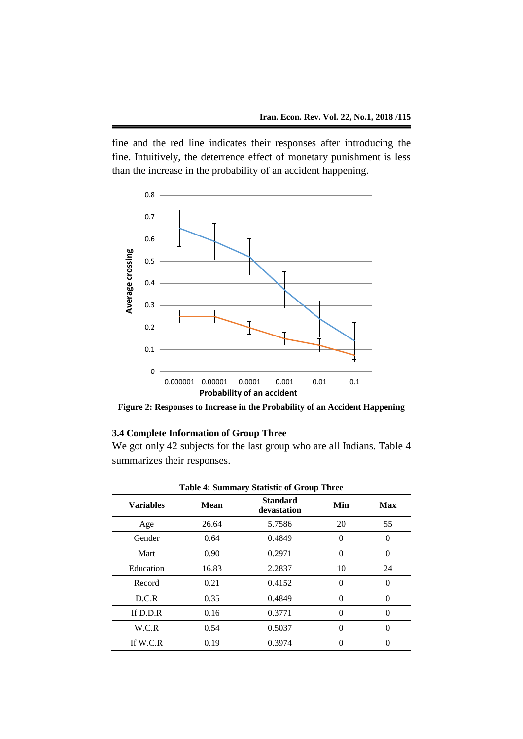fine and the red line indicates their responses after introducing the fine. Intuitively, the deterrence effect of monetary punishment is less than the increase in the probability of an accident happening.

**Figure 2: Responses to Increase in the Probability of an Accident Happening**

### 3.4 Complete Information of Group Three

We got only 42 subjects for the last group who are all Indians. Table 4 summarizes their responses.

**Table 4: Summary Statistic of Group Three**

| Variables | Mean | Standard devastation | Min | Max |
|---|---|---|---|---|
| Age | 26.64 | 5.7586 | 20 | 55 |
| Gender | 0.64 | 0.4849 | 0 | 0 |
| Mart | 0.90 | 0.2971 | 0 | 0 |
| Education | 16.83 | 2.2837 | 10 | 24 |
| Record | 0.21 | 0.4152 | 0 | 0 |
| D.C.R | 0.35 | 0.4849 | 0 | 0 |
| If D.D.R | 0.16 | 0.3771 | 0 | 0 |
| W.C.R | 0.54 | 0.5037 | 0 | 0 |
| If W.C.R | 0.19 | 0.3974 | 0 | 0 |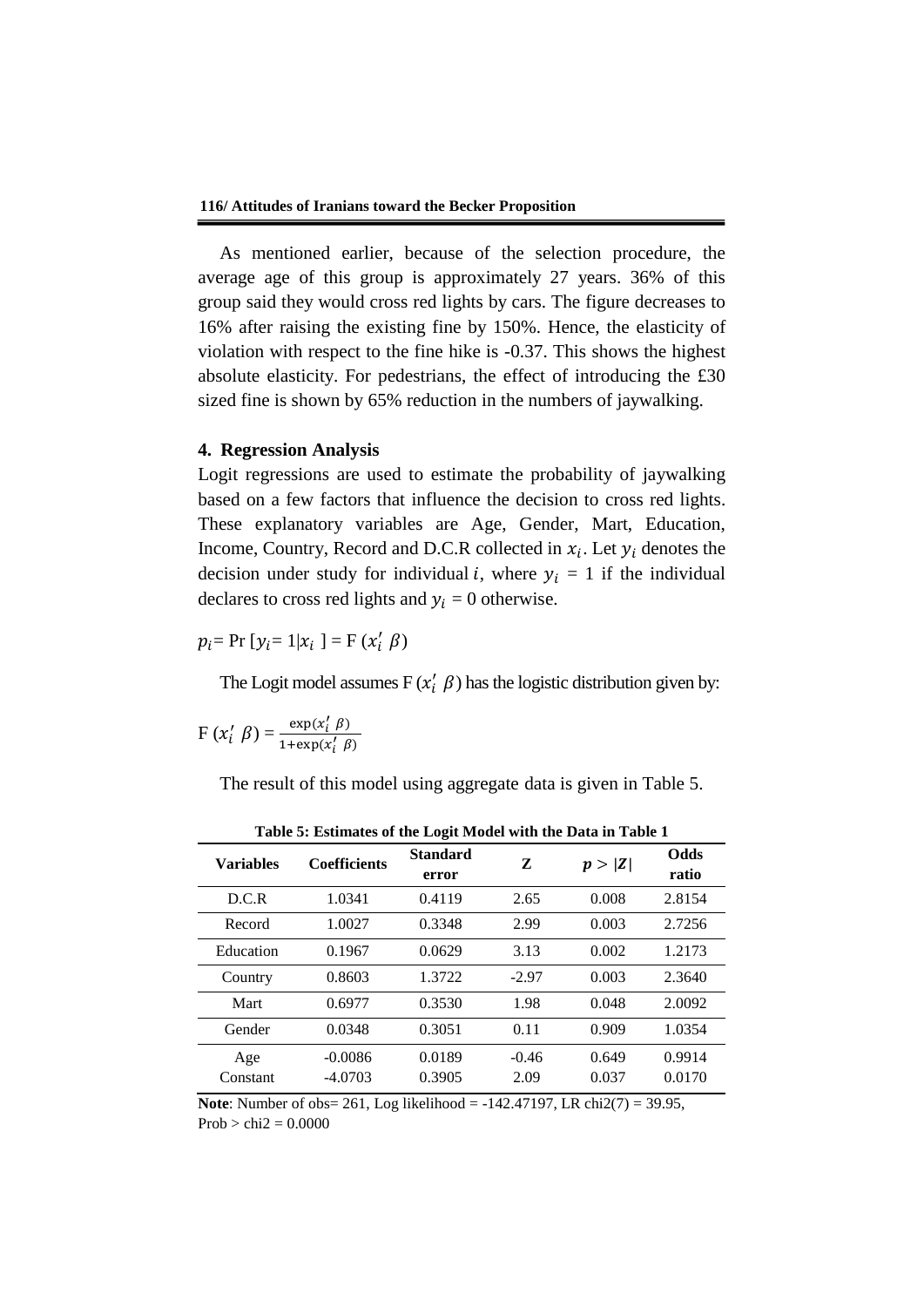As mentioned earlier, because of the selection procedure, the average age of this group is approximately 27 years. 36% of this group said they would cross red lights by cars. The figure decreases to 16% after raising the existing fine by 150%. Hence, the elasticity of violation with respect to the fine hike is -0.37. This shows the highest absolute elasticity. For pedestrians, the effect of introducing the £30 sized fine is shown by 65% reduction in the numbers of jaywalking.

## 4. Regression Analysis

Logit regressions are used to estimate the probability of jaywalking based on a few factors that influence the decision to cross red lights. These explanatory variables are Age, Gender, Mart, Education, Income, Country, Record and D.C.R collected in $x_i$. Let $y_i$ denotes the decision under study for individual $i$, where $y_i = 1$ if the individual declares to cross red lights and $y_i = 0$ otherwise.

$$p_i = \Pr\left[y_i = 1 | x_i\right] = \mathrm{F}\left(x_i' \beta\right)$$

The Logit model assumes $\mathrm{F}(x_i' \beta)$ has the logistic distribution given by:

$$\mathrm{F}\left(x_i' \beta\right) = \frac{\exp(x_i' \beta)}{1+\exp(x_i' \beta)}$$

The result of this model using aggregate data is given in Table 5.

**Table 5: Estimates of the Logit Model with the Data in Table 1**

| Variables | Coefficients | Standard error | Z | $p > \lvert Z \rvert$ | Odds ratio |
|---|---|---|---|---|---|
| D.C.R | 1.0341 | 0.4119 | 2.65 | 0.008 | 2.8154 |
| Record | 1.0027 | 0.3348 | 2.99 | 0.003 | 2.7256 |
| Education | 0.1967 | 0.0629 | 3.13 | 0.002 | 1.2173 |
| Country | 0.8603 | 1.3722 | -2.97 | 0.003 | 2.3640 |
| Mart | 0.6977 | 0.3530 | 1.98 | 0.048 | 2.0092 |
| Gender | 0.0348 | 0.3051 | 0.11 | 0.909 | 1.0354 |
| Age | -0.0086 | 0.0189 | -0.46 | 0.649 | 0.9914 |
| Constant | -4.0703 | 0.3905 | 2.09 | 0.037 | 0.0170 |

**Note**: Number of obs= 261, Log likelihood = -142.47197, LR chi2(7) = 39.95, Prob > chi2 = 0.0000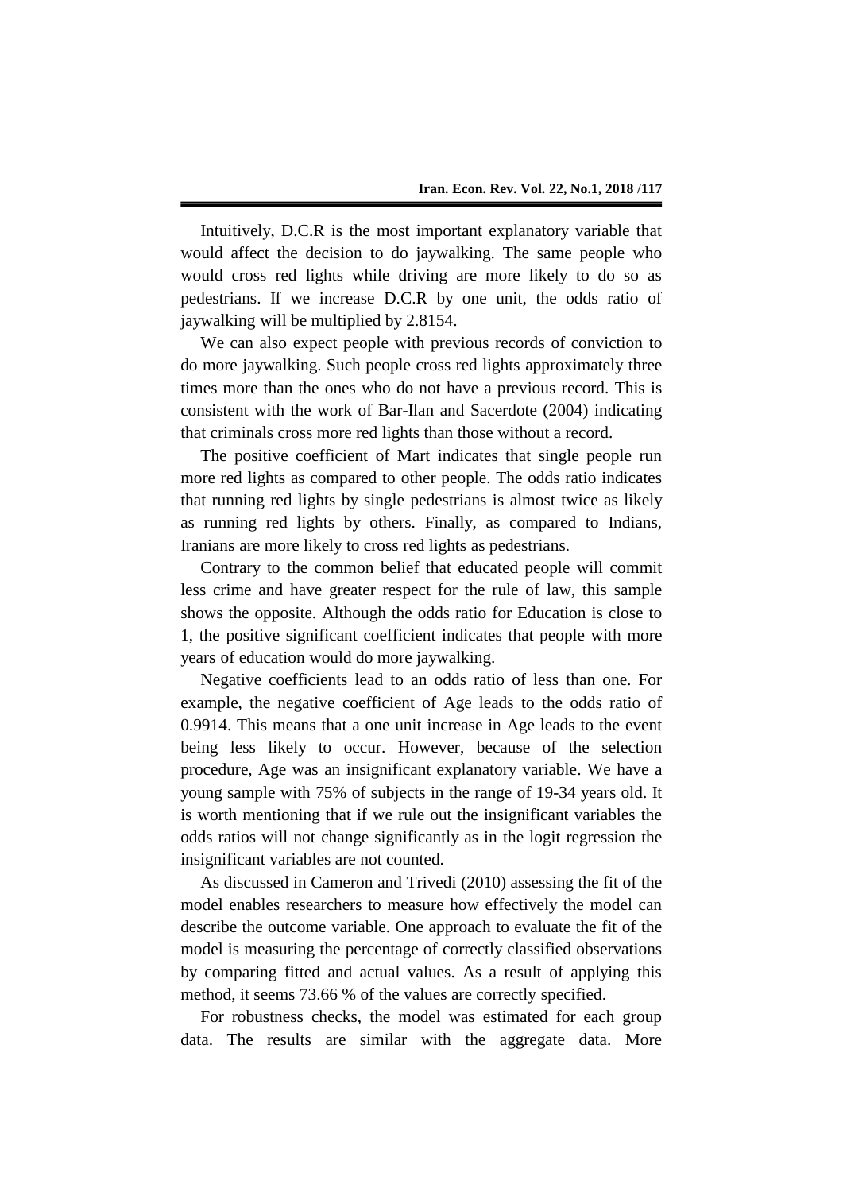Intuitively, D.C.R is the most important explanatory variable that would affect the decision to do jaywalking. The same people who would cross red lights while driving are more likely to do so as pedestrians. If we increase D.C.R by one unit, the odds ratio of jaywalking will be multiplied by 2.8154.

We can also expect people with previous records of conviction to do more jaywalking. Such people cross red lights approximately three times more than the ones who do not have a previous record. This is consistent with the work of Bar-Ilan and Sacerdote (2004) indicating that criminals cross more red lights than those without a record.

The positive coefficient of Mart indicates that single people run more red lights as compared to other people. The odds ratio indicates that running red lights by single pedestrians is almost twice as likely as running red lights by others. Finally, as compared to Indians, Iranians are more likely to cross red lights as pedestrians.

Contrary to the common belief that educated people will commit less crime and have greater respect for the rule of law, this sample shows the opposite. Although the odds ratio for Education is close to 1, the positive significant coefficient indicates that people with more years of education would do more jaywalking.

Negative coefficients lead to an odds ratio of less than one. For example, the negative coefficient of Age leads to the odds ratio of 0.9914. This means that a one unit increase in Age leads to the event being less likely to occur. However, because of the selection procedure, Age was an insignificant explanatory variable. We have a young sample with 75% of subjects in the range of 19-34 years old. It is worth mentioning that if we rule out the insignificant variables the odds ratios will not change significantly as in the logit regression the insignificant variables are not counted.

As discussed in Cameron and Trivedi (2010) assessing the fit of the model enables researchers to measure how effectively the model can describe the outcome variable. One approach to evaluate the fit of the model is measuring the percentage of correctly classified observations by comparing fitted and actual values. As a result of applying this method, it seems 73.66 % of the values are correctly specified.

For robustness checks, the model was estimated for each group data. The results are similar with the aggregate data. More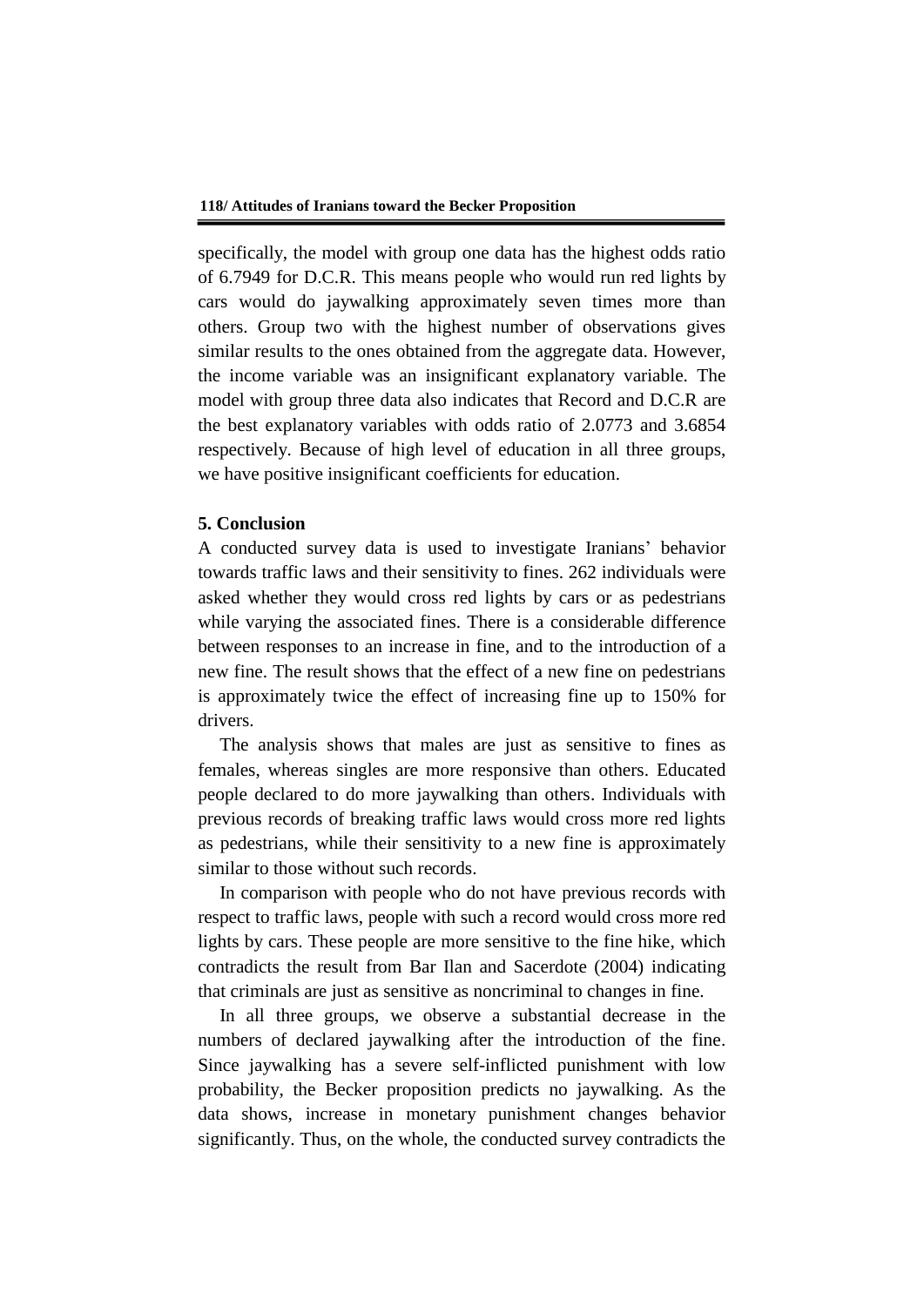specifically, the model with group one data has the highest odds ratio of 6.7949 for D.C.R. This means people who would run red lights by cars would do jaywalking approximately seven times more than others. Group two with the highest number of observations gives similar results to the ones obtained from the aggregate data. However, the income variable was an insignificant explanatory variable. The model with group three data also indicates that Record and D.C.R are the best explanatory variables with odds ratio of 2.0773 and 3.6854 respectively. Because of high level of education in all three groups, we have positive insignificant coefficients for education.

## 5. Conclusion

A conducted survey data is used to investigate Iranians' behavior towards traffic laws and their sensitivity to fines. 262 individuals were asked whether they would cross red lights by cars or as pedestrians while varying the associated fines. There is a considerable difference between responses to an increase in fine, and to the introduction of a new fine. The result shows that the effect of a new fine on pedestrians is approximately twice the effect of increasing fine up to 150% for drivers.

The analysis shows that males are just as sensitive to fines as females, whereas singles are more responsive than others. Educated people declared to do more jaywalking than others. Individuals with previous records of breaking traffic laws would cross more red lights as pedestrians, while their sensitivity to a new fine is approximately similar to those without such records.

In comparison with people who do not have previous records with respect to traffic laws, people with such a record would cross more red lights by cars. These people are more sensitive to the fine hike, which contradicts the result from Bar Ilan and Sacerdote (2004) indicating that criminals are just as sensitive as noncriminal to changes in fine.

In all three groups, we observe a substantial decrease in the numbers of declared jaywalking after the introduction of the fine. Since jaywalking has a severe self-inflicted punishment with low probability, the Becker proposition predicts no jaywalking. As the data shows, increase in monetary punishment changes behavior significantly. Thus, on the whole, the conducted survey contradicts the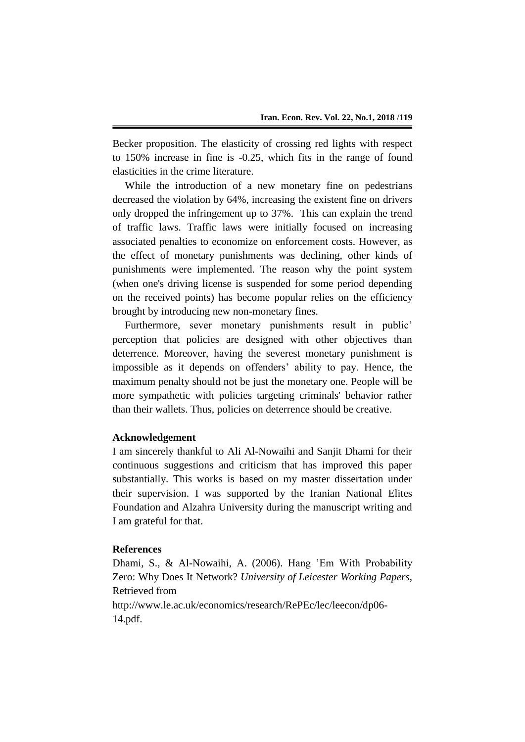Becker proposition. The elasticity of crossing red lights with respect to 150% increase in fine is -0.25, which fits in the range of found elasticities in the crime literature.

While the introduction of a new monetary fine on pedestrians decreased the violation by 64%, increasing the existent fine on drivers only dropped the infringement up to 37%. This can explain the trend of traffic laws. Traffic laws were initially focused on increasing associated penalties to economize on enforcement costs. However, as the effect of monetary punishments was declining, other kinds of punishments were implemented. The reason why the point system (when one's driving license is suspended for some period depending on the received points) has become popular relies on the efficiency brought by introducing new non-monetary fines.

Furthermore, sever monetary punishments result in public' perception that policies are designed with other objectives than deterrence. Moreover, having the severest monetary punishment is impossible as it depends on offenders' ability to pay. Hence, the maximum penalty should not be just the monetary one. People will be more sympathetic with policies targeting criminals' behavior rather than their wallets. Thus, policies on deterrence should be creative.

## Acknowledgement

I am sincerely thankful to Ali Al-Nowaihi and Sanjit Dhami for their continuous suggestions and criticism that has improved this paper substantially. This works is based on my master dissertation under their supervision. I was supported by the Iranian National Elites Foundation and Alzahra University during the manuscript writing and I am grateful for that.

## References

Dhami, S., & Al-Nowaihi, A. (2006). Hang 'Em With Probability Zero: Why Does It Network? *University of Leicester Working Papers*, Retrieved from http://www.le.ac.uk/economics/research/RePEc/lec/leecon/dp06-14.pdf.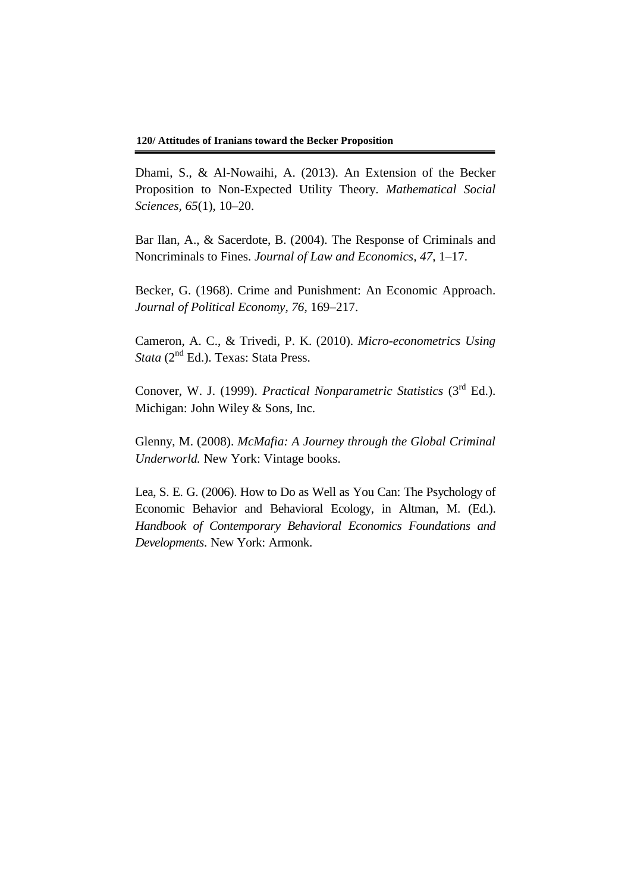Dhami, S., & Al-Nowaihi, A. (2013). An Extension of the Becker Proposition to Non-Expected Utility Theory. *Mathematical Social Sciences, 65*(1), 10–20.

Bar Ilan, A., & Sacerdote, B. (2004). The Response of Criminals and Noncriminals to Fines. *Journal of Law and Economics, 47*, 1–17.

Becker, G. (1968). Crime and Punishment: An Economic Approach. *Journal of Political Economy, 76*, 169–217.

Cameron, A. C., & Trivedi, P. K. (2010). *Micro-econometrics Using Stata* (2nd Ed.). Texas: Stata Press.

Conover, W. J. (1999). *Practical Nonparametric Statistics* (3rd Ed.). Michigan: John Wiley & Sons, Inc.

Glenny, M. (2008). *McMafia: A Journey through the Global Criminal Underworld.* New York: Vintage books.

Lea, S. E. G. (2006). How to Do as Well as You Can: The Psychology of Economic Behavior and Behavioral Ecology, in Altman, M. (Ed.). *Handbook of Contemporary Behavioral Economics Foundations and Developments*. New York: Armonk.